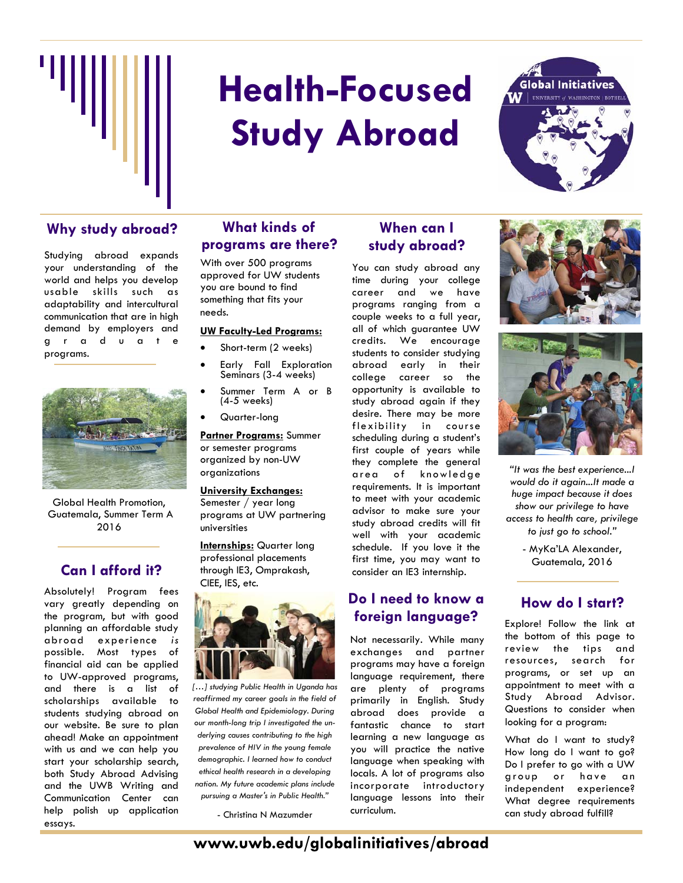# Health-Focused Study Abroad

Global Initiatives
UNIVERSITY of WASHINGTON | BOTHELL

## Why study abroad?

Studying abroad expands your understanding of the world and helps you develop usable skills such as adaptability and intercultural communication that are in high demand by employers and graduate programs.

Global Health Promotion, Guatemala, Summer Term A 2016

## Can I afford it?

Absolutely! Program fees vary greatly depending on the program, but with good planning an affordable study abroad experience *is* possible. Most types of financial aid can be applied to UW-approved programs, and there is a list of scholarships available to students studying abroad on our website. Be sure to plan ahead! Make an appointment with us and we can help you start your scholarship search, both Study Abroad Advising and the UWB Writing and Communication Center can help polish up application essays.

## What kinds of programs are there?

With over 500 programs approved for UW students you are bound to find something that fits your needs.

**UW Faculty-Led Programs:**

- Short-term (2 weeks)
- Early Fall Exploration Seminars (3-4 weeks)
- Summer Term A or B (4-5 weeks)
- Quarter-long

**Partner Programs:** Summer or semester programs organized by non-UW organizations

**University Exchanges:** Semester / year long programs at UW partnering universities

**Internships:** Quarter long professional placements through IE3, Omprakash, CIEE, IES, etc.

*[…] studying Public Health in Uganda has reaffirmed my career goals in the field of Global Health and Epidemiology. During our month-long trip I investigated the underlying causes contributing to the high prevalence of HIV in the young female demographic. I learned how to conduct ethical health research in a developing nation. My future academic plans include pursuing a Master's in Public Health."*

- Christina N Mazumder

## When can I study abroad?

You can study abroad any time during your college career and we have programs ranging from a couple weeks to a full year, all of which guarantee UW credits. We encourage students to consider studying abroad early in their college career so the opportunity is available to study abroad again if they desire. There may be more flexibility in course scheduling during a student's first couple of years while they complete the general area of knowledge requirements. It is important to meet with your academic advisor to make sure your study abroad credits will fit well with your academic schedule. If you love it the first time, you may want to consider an IE3 internship.

## Do I need to know a foreign language?

Not necessarily. While many exchanges and partner programs may have a foreign language requirement, there are plenty of programs primarily in English. Study abroad does provide a fantastic chance to start learning a new language as you will practice the native language when speaking with locals. A lot of programs also incorporate introductory language lessons into their curriculum.

*"It was the best experience...I would do it again...It made a huge impact because it does show our privilege to have access to health care, privilege to just go to school."*

- MyKa'LA Alexander, Guatemala, 2016

## How do I start?

Explore! Follow the link at the bottom of this page to review the tips and resources, search for programs, or set up an appointment to meet with a Study Abroad Advisor. Questions to consider when looking for a program:

What do I want to study? How long do I want to go? Do I prefer to go with a UW group or have an independent experience? What degree requirements can study abroad fulfill?

**www.uwb.edu/globalinitiatives/abroad**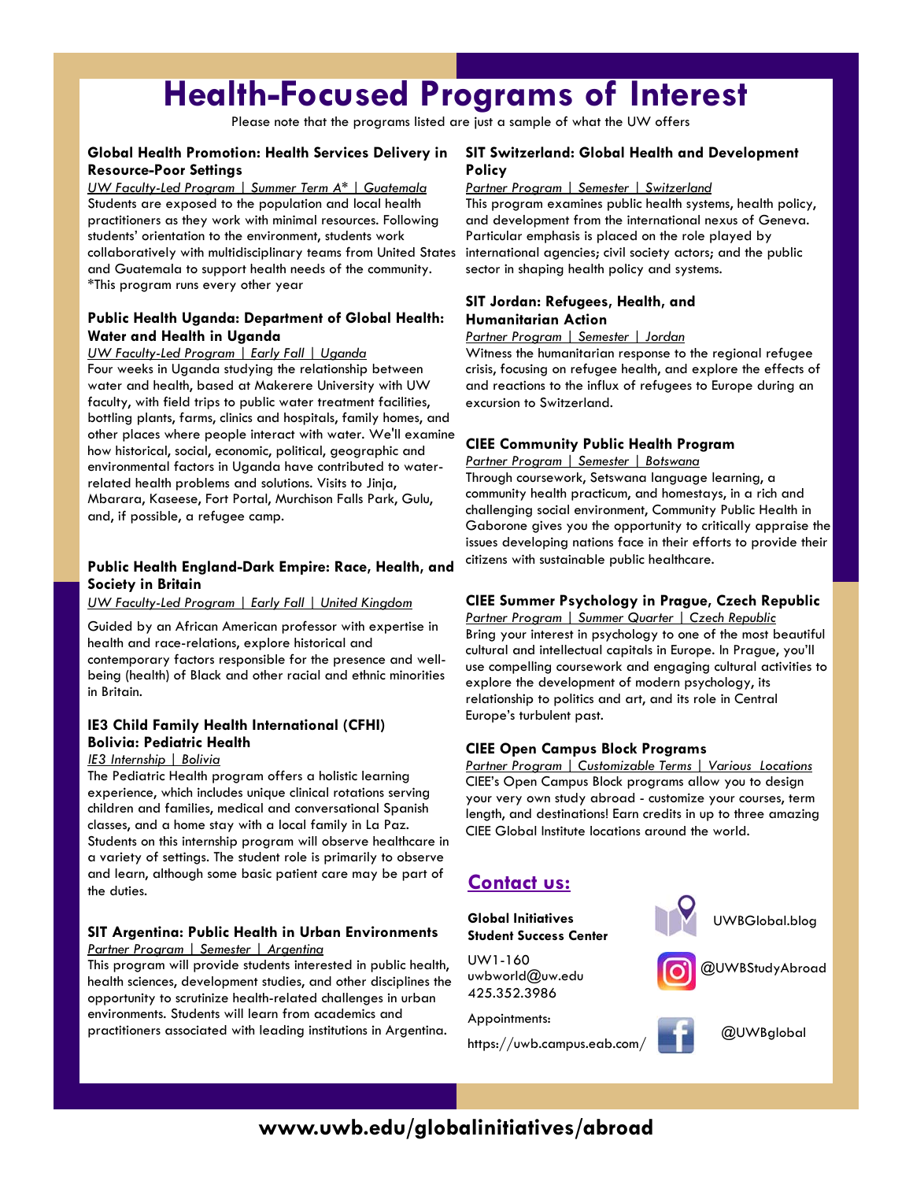# Health-Focused Programs of Interest

Please note that the programs listed are just a sample of what the UW offers

### Global Health Promotion: Health Services Delivery in Resource-Poor Settings

*UW Faculty-Led Program | Summer Term A* | Guatemala*

Students are exposed to the population and local health practitioners as they work with minimal resources. Following students' orientation to the environment, students work collaboratively with multidisciplinary teams from United States and Guatemala to support health needs of the community. *This program runs every other year

### Public Health Uganda: Department of Global Health: Water and Health in Uganda

*UW Faculty-Led Program | Early Fall | Uganda*

Four weeks in Uganda studying the relationship between water and health, based at Makerere University with UW faculty, with field trips to public water treatment facilities, bottling plants, farms, clinics and hospitals, family homes, and other places where people interact with water. We'll examine how historical, social, economic, political, geographic and environmental factors in Uganda have contributed to water-related health problems and solutions. Visits to Jinja, Mbarara, Kaseese, Fort Portal, Murchison Falls Park, Gulu, and, if possible, a refugee camp.

### Public Health England-Dark Empire: Race, Health, and Society in Britain

*UW Faculty-Led Program | Early Fall | United Kingdom*

Guided by an African American professor with expertise in health and race-relations, explore historical and contemporary factors responsible for the presence and well-being (health) of Black and other racial and ethnic minorities in Britain.

### IE3 Child Family Health International (CFHI) Bolivia: Pediatric Health

*IE3 Internship | Bolivia*

The Pediatric Health program offers a holistic learning experience, which includes unique clinical rotations serving children and families, medical and conversational Spanish classes, and a home stay with a local family in La Paz. Students on this internship program will observe healthcare in a variety of settings. The student role is primarily to observe and learn, although some basic patient care may be part of the duties.

### SIT Argentina: Public Health in Urban Environments

*Partner Program | Semester | Argentina*

This program will provide students interested in public health, health sciences, development studies, and other disciplines the opportunity to scrutinize health-related challenges in urban environments. Students will learn from academics and practitioners associated with leading institutions in Argentina.

### SIT Switzerland: Global Health and Development Policy

*Partner Program | Semester | Switzerland*

This program examines public health systems, health policy, and development from the international nexus of Geneva. Particular emphasis is placed on the role played by international agencies; civil society actors; and the public sector in shaping health policy and systems.

### SIT Jordan: Refugees, Health, and Humanitarian Action

*Partner Program | Semester | Jordan*

Witness the humanitarian response to the regional refugee crisis, focusing on refugee health, and explore the effects of and reactions to the influx of refugees to Europe during an excursion to Switzerland.

### CIEE Community Public Health Program

*Partner Program | Semester | Botswana*

Through coursework, Setswana language learning, a community health practicum, and homestays, in a rich and challenging social environment, Community Public Health in Gaborone gives you the opportunity to critically appraise the issues developing nations face in their efforts to provide their citizens with sustainable public healthcare.

### CIEE Summer Psychology in Prague, Czech Republic

*Partner Program | Summer Quarter | Czech Republic*

Bring your interest in psychology to one of the most beautiful cultural and intellectual capitals in Europe. In Prague, you'll use compelling coursework and engaging cultural activities to explore the development of modern psychology, its relationship to politics and art, and its role in Central Europe's turbulent past.

### CIEE Open Campus Block Programs

*Partner Program | Customizable Terms | Various Locations*

CIEE's Open Campus Block programs allow you to design your very own study abroad - customize your courses, term length, and destinations! Earn credits in up to three amazing CIEE Global Institute locations around the world.

## Contact us:

**Global Initiatives**
**Student Success Center**

UW1-160
uwbworld@uw.edu
425.352.3986

Appointments:
https://uwb.campus.eab.com/

UWBGlobal.blog

@UWBStudyAbroad

@UWBglobal

**www.uwb.edu/globalinitiatives/abroad**